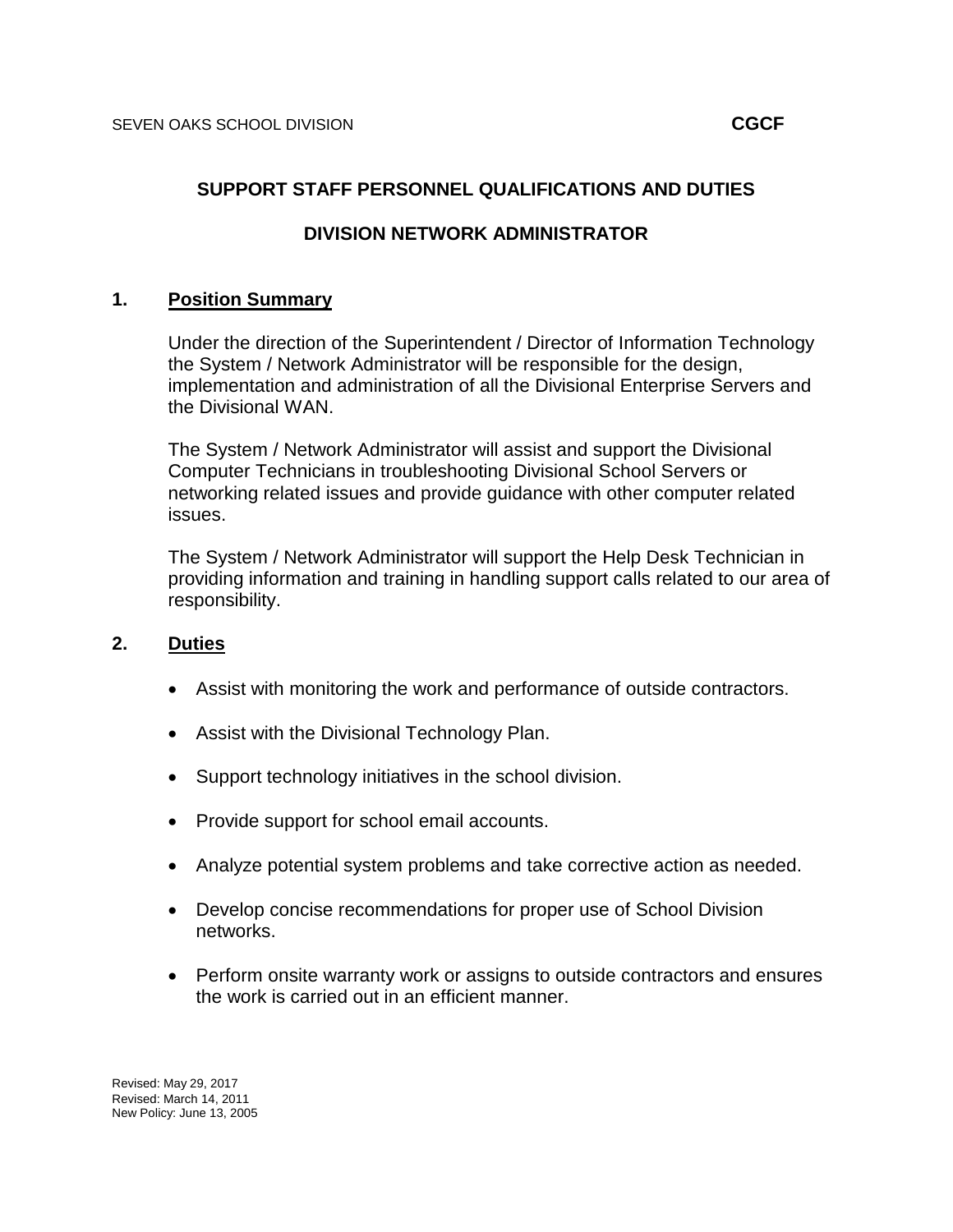SEVEN OAKS SCHOOL DIVISION **CGCF**

# SUPPORT STAFF PERSONNEL QUALIFICATIONS AND DUTIES

## DIVISION NETWORK ADMINISTRATOR

### 1. Position Summary

Under the direction of the Superintendent / Director of Information Technology the System / Network Administrator will be responsible for the design, implementation and administration of all the Divisional Enterprise Servers and the Divisional WAN.

The System / Network Administrator will assist and support the Divisional Computer Technicians in troubleshooting Divisional School Servers or networking related issues and provide guidance with other computer related issues.

The System / Network Administrator will support the Help Desk Technician in providing information and training in handling support calls related to our area of responsibility.

### 2. Duties

- Assist with monitoring the work and performance of outside contractors.
- Assist with the Divisional Technology Plan.
- Support technology initiatives in the school division.
- Provide support for school email accounts.
- Analyze potential system problems and take corrective action as needed.
- Develop concise recommendations for proper use of School Division networks.
- Perform onsite warranty work or assigns to outside contractors and ensures the work is carried out in an efficient manner.

Revised: May 29, 2017
Revised: March 14, 2011
New Policy: June 13, 2005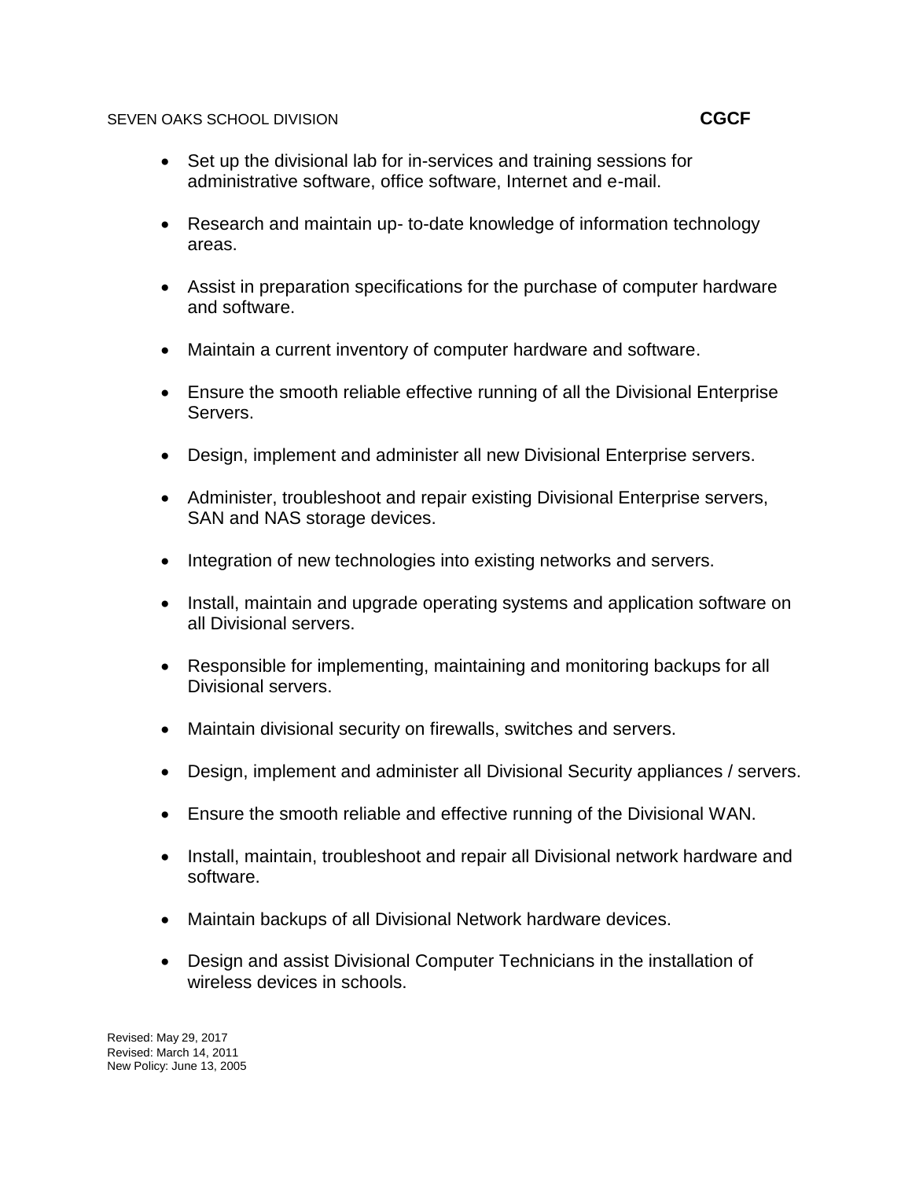- Set up the divisional lab for in-services and training sessions for administrative software, office software, Internet and e-mail.

- Research and maintain up- to-date knowledge of information technology areas.

- Assist in preparation specifications for the purchase of computer hardware and software.

- Maintain a current inventory of computer hardware and software.

- Ensure the smooth reliable effective running of all the Divisional Enterprise Servers.

- Design, implement and administer all new Divisional Enterprise servers.

- Administer, troubleshoot and repair existing Divisional Enterprise servers, SAN and NAS storage devices.

- Integration of new technologies into existing networks and servers.

- Install, maintain and upgrade operating systems and application software on all Divisional servers.

- Responsible for implementing, maintaining and monitoring backups for all Divisional servers.

- Maintain divisional security on firewalls, switches and servers.

- Design, implement and administer all Divisional Security appliances / servers.

- Ensure the smooth reliable and effective running of the Divisional WAN.

- Install, maintain, troubleshoot and repair all Divisional network hardware and software.

- Maintain backups of all Divisional Network hardware devices.

- Design and assist Divisional Computer Technicians in the installation of wireless devices in schools.

Revised: May 29, 2017
Revised: March 14, 2011
New Policy: June 13, 2005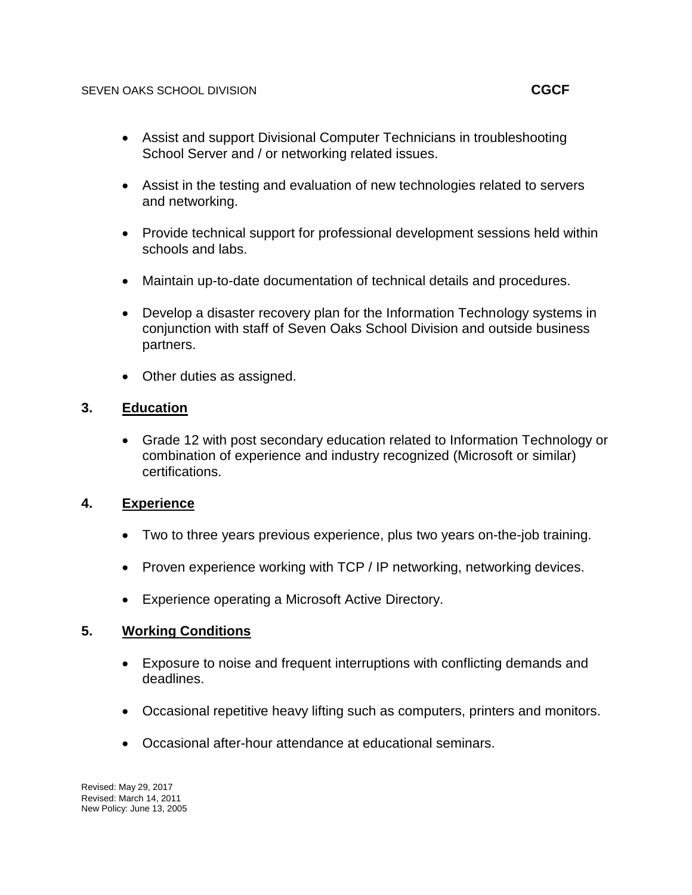- Assist and support Divisional Computer Technicians in troubleshooting School Server and / or networking related issues.

- Assist in the testing and evaluation of new technologies related to servers and networking.

- Provide technical support for professional development sessions held within schools and labs.

- Maintain up-to-date documentation of technical details and procedures.

- Develop a disaster recovery plan for the Information Technology systems in conjunction with staff of Seven Oaks School Division and outside business partners.

- Other duties as assigned.

## 3. Education

- Grade 12 with post secondary education related to Information Technology or combination of experience and industry recognized (Microsoft or similar) certifications.

## 4. Experience

- Two to three years previous experience, plus two years on-the-job training.

- Proven experience working with TCP / IP networking, networking devices.

- Experience operating a Microsoft Active Directory.

## 5. Working Conditions

- Exposure to noise and frequent interruptions with conflicting demands and deadlines.

- Occasional repetitive heavy lifting such as computers, printers and monitors.

- Occasional after-hour attendance at educational seminars.

Revised: May 29, 2017
Revised: March 14, 2011
New Policy: June 13, 2005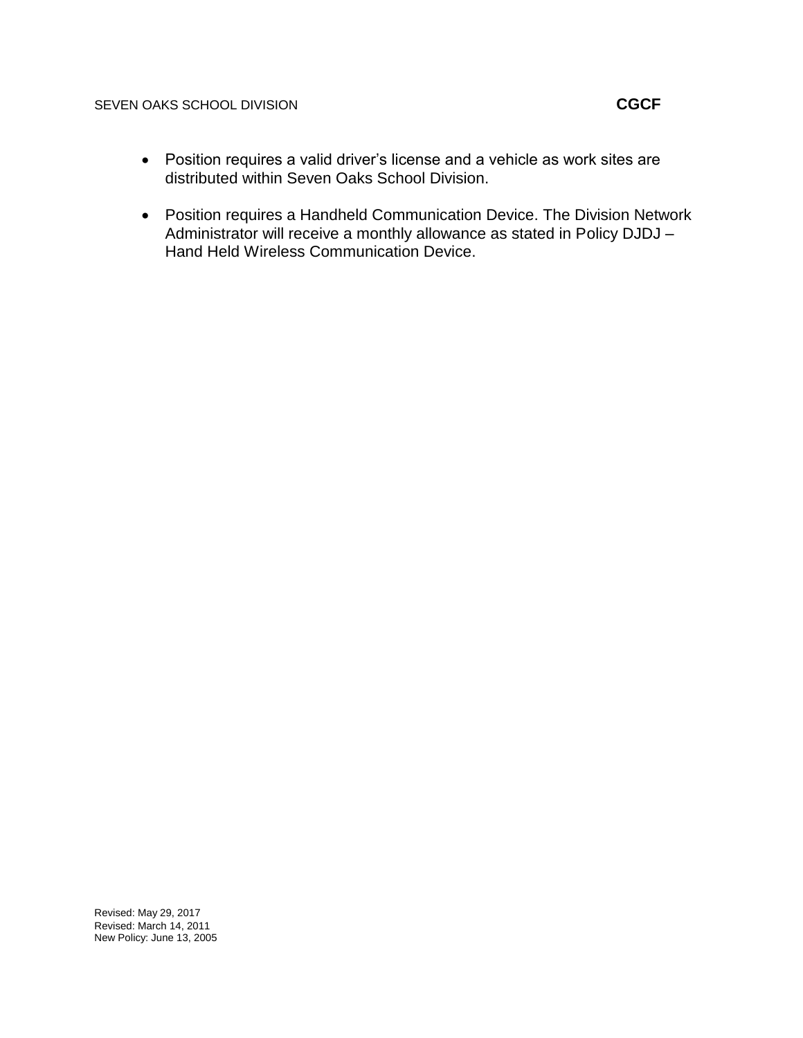- Position requires a valid driver's license and a vehicle as work sites are distributed within Seven Oaks School Division.
- Position requires a Handheld Communication Device. The Division Network Administrator will receive a monthly allowance as stated in Policy DJDJ – Hand Held Wireless Communication Device.

Revised: May 29, 2017
Revised: March 14, 2011
New Policy: June 13, 2005